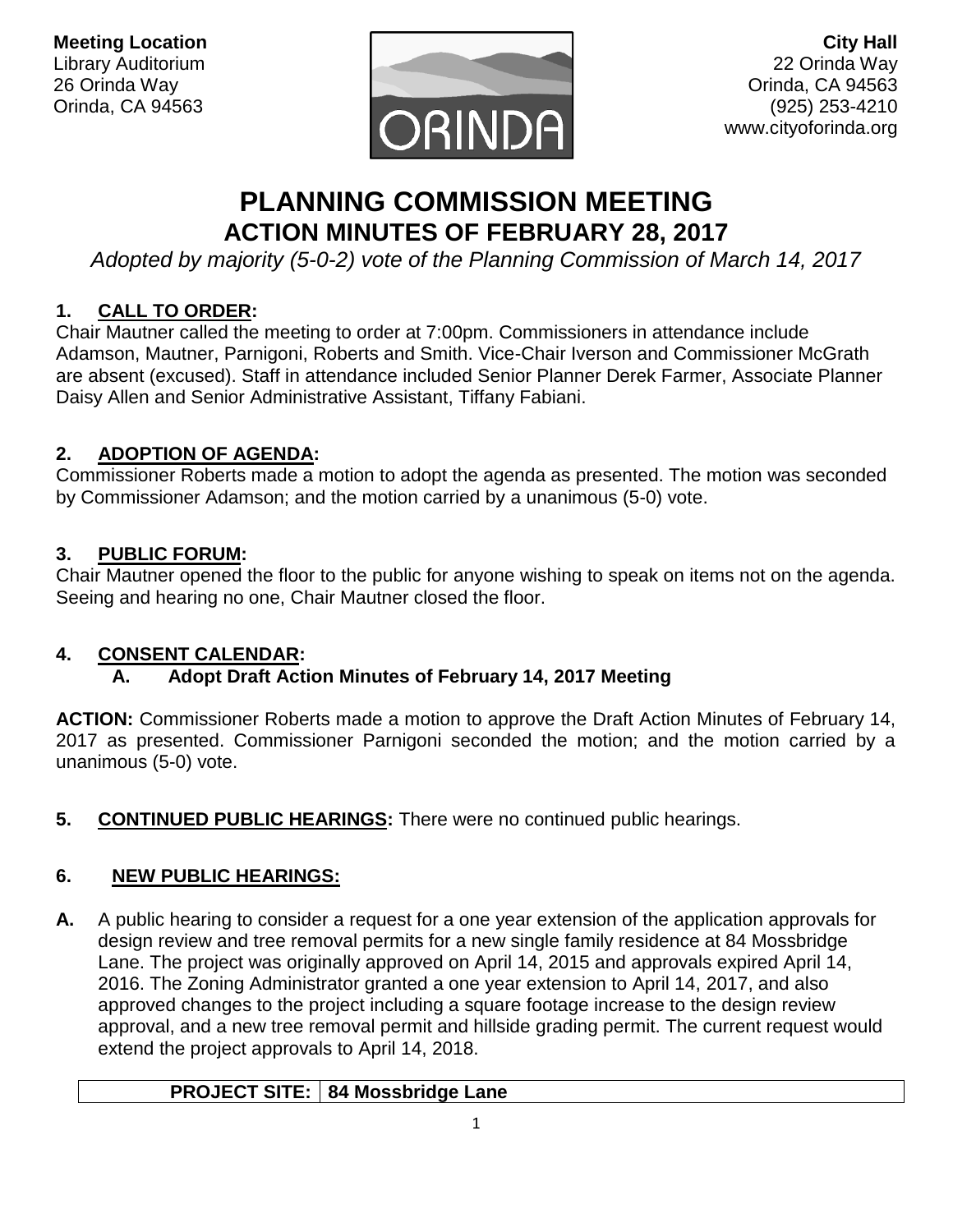**Meeting Location**
Library Auditorium
26 Orinda Way
Orinda, CA 94563

**City Hall**
22 Orinda Way
Orinda, CA 94563
(925) 253-4210
www.cityoforinda.org

# PLANNING COMMISSION MEETING
## ACTION MINUTES OF FEBRUARY 28, 2017

*Adopted by majority (5-0-2) vote of the Planning Commission of March 14, 2017*

### 1. CALL TO ORDER:

Chair Mautner called the meeting to order at 7:00pm. Commissioners in attendance include Adamson, Mautner, Parnigoni, Roberts and Smith. Vice-Chair Iverson and Commissioner McGrath are absent (excused). Staff in attendance included Senior Planner Derek Farmer, Associate Planner Daisy Allen and Senior Administrative Assistant, Tiffany Fabiani.

### 2. ADOPTION OF AGENDA:

Commissioner Roberts made a motion to adopt the agenda as presented. The motion was seconded by Commissioner Adamson; and the motion carried by a unanimous (5-0) vote.

### 3. PUBLIC FORUM:

Chair Mautner opened the floor to the public for anyone wishing to speak on items not on the agenda. Seeing and hearing no one, Chair Mautner closed the floor.

### 4. CONSENT CALENDAR:

**A. Adopt Draft Action Minutes of February 14, 2017 Meeting**

**ACTION:** Commissioner Roberts made a motion to approve the Draft Action Minutes of February 14, 2017 as presented. Commissioner Parnigoni seconded the motion; and the motion carried by a unanimous (5-0) vote.

### 5. CONTINUED PUBLIC HEARINGS:

There were no continued public hearings.

### 6. NEW PUBLIC HEARINGS:

**A.** A public hearing to consider a request for a one year extension of the application approvals for design review and tree removal permits for a new single family residence at 84 Mossbridge Lane. The project was originally approved on April 14, 2015 and approvals expired April 14, 2016. The Zoning Administrator granted a one year extension to April 14, 2017, and also approved changes to the project including a square footage increase to the design review approval, and a new tree removal permit and hillside grading permit. The current request would extend the project approvals to April 14, 2018.

| **PROJECT SITE:** | **84 Mossbridge Lane** |
|---|---|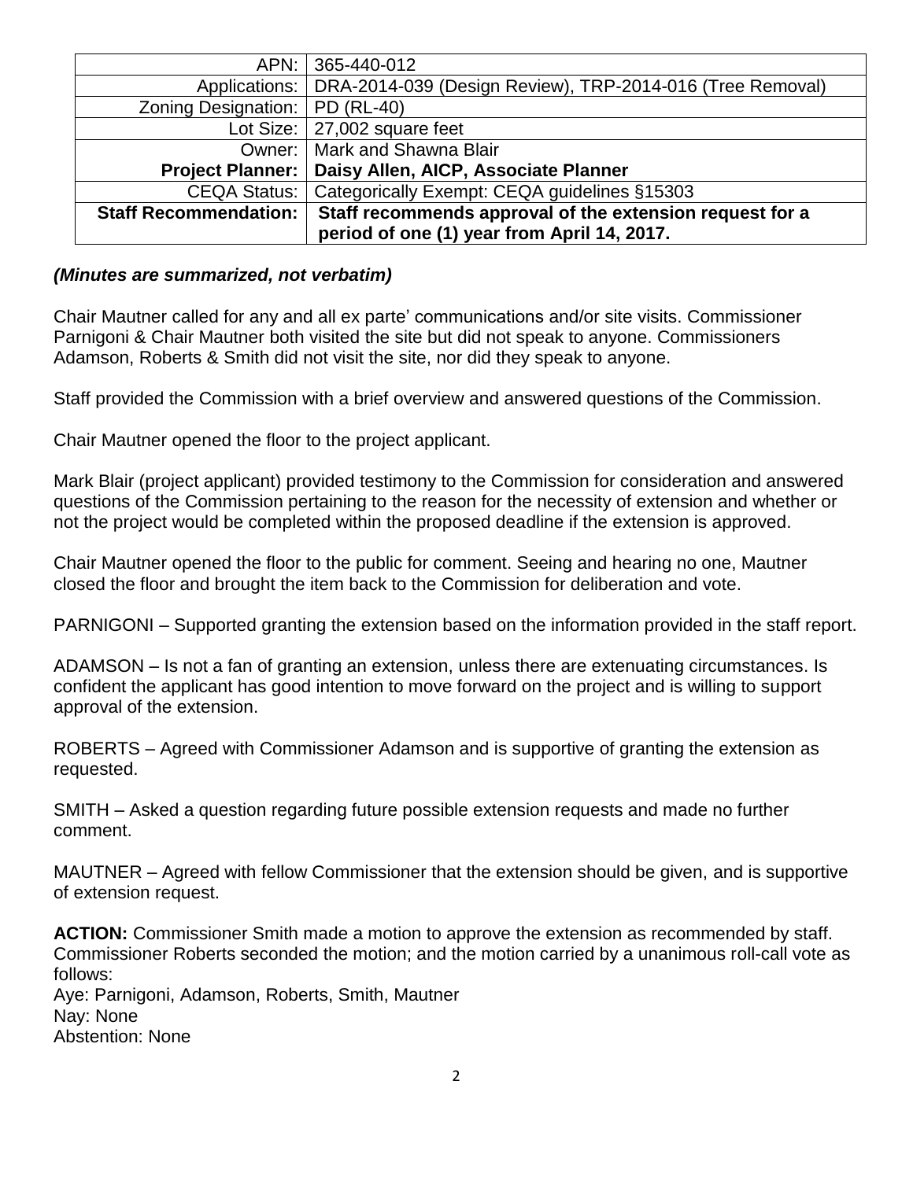| | |
|---|---|
| APN: | 365-440-012 |
| Applications: | DRA-2014-039 (Design Review), TRP-2014-016 (Tree Removal) |
| Zoning Designation: | PD (RL-40) |
| Lot Size: | 27,002 square feet |
| Owner: | Mark and Shawna Blair |
| **Project Planner:** | **Daisy Allen, AICP, Associate Planner** |
| CEQA Status: | Categorically Exempt: CEQA guidelines §15303 |
| **Staff Recommendation:** | **Staff recommends approval of the extension request for a period of one (1) year from April 14, 2017.** |

***(Minutes are summarized, not verbatim)***

Chair Mautner called for any and all ex parte' communications and/or site visits. Commissioner Parnigoni & Chair Mautner both visited the site but did not speak to anyone. Commissioners Adamson, Roberts & Smith did not visit the site, nor did they speak to anyone.

Staff provided the Commission with a brief overview and answered questions of the Commission.

Chair Mautner opened the floor to the project applicant.

Mark Blair (project applicant) provided testimony to the Commission for consideration and answered questions of the Commission pertaining to the reason for the necessity of extension and whether or not the project would be completed within the proposed deadline if the extension is approved.

Chair Mautner opened the floor to the public for comment. Seeing and hearing no one, Mautner closed the floor and brought the item back to the Commission for deliberation and vote.

PARNIGONI – Supported granting the extension based on the information provided in the staff report.

ADAMSON – Is not a fan of granting an extension, unless there are extenuating circumstances. Is confident the applicant has good intention to move forward on the project and is willing to support approval of the extension.

ROBERTS – Agreed with Commissioner Adamson and is supportive of granting the extension as requested.

SMITH – Asked a question regarding future possible extension requests and made no further comment.

MAUTNER – Agreed with fellow Commissioner that the extension should be given, and is supportive of extension request.

**ACTION:** Commissioner Smith made a motion to approve the extension as recommended by staff. Commissioner Roberts seconded the motion; and the motion carried by a unanimous roll-call vote as follows:
Aye: Parnigoni, Adamson, Roberts, Smith, Mautner
Nay: None
Abstention: None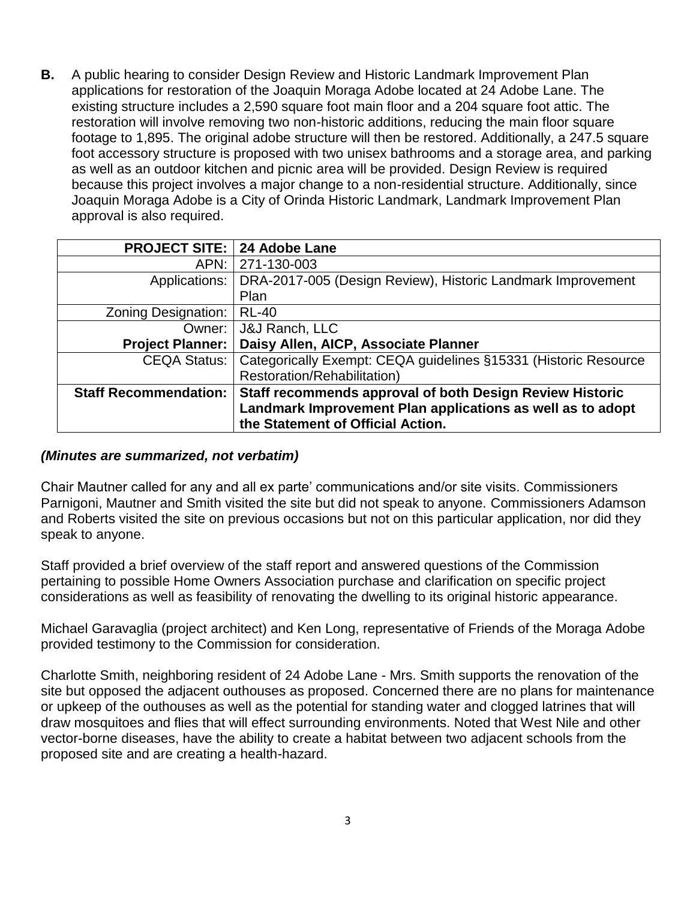**B.** A public hearing to consider Design Review and Historic Landmark Improvement Plan applications for restoration of the Joaquin Moraga Adobe located at 24 Adobe Lane. The existing structure includes a 2,590 square foot main floor and a 204 square foot attic. The restoration will involve removing two non-historic additions, reducing the main floor square footage to 1,895. The original adobe structure will then be restored. Additionally, a 247.5 square foot accessory structure is proposed with two unisex bathrooms and a storage area, and parking as well as an outdoor kitchen and picnic area will be provided. Design Review is required because this project involves a major change to a non-residential structure. Additionally, since Joaquin Moraga Adobe is a City of Orinda Historic Landmark, Landmark Improvement Plan approval is also required.

| **PROJECT SITE:** | **24 Adobe Lane** |
|---:|---|
| APN: | 271-130-003 |
| Applications: | DRA-2017-005 (Design Review), Historic Landmark Improvement Plan |
| Zoning Designation: | RL-40 |
| Owner: | J&J Ranch, LLC |
| **Project Planner:** | **Daisy Allen, AICP, Associate Planner** |
| CEQA Status: | Categorically Exempt: CEQA guidelines §15331 (Historic Resource Restoration/Rehabilitation) |
| **Staff Recommendation:** | **Staff recommends approval of both Design Review Historic Landmark Improvement Plan applications as well as to adopt the Statement of Official Action.** |

***(Minutes are summarized, not verbatim)***

Chair Mautner called for any and all ex parte' communications and/or site visits. Commissioners Parnigoni, Mautner and Smith visited the site but did not speak to anyone. Commissioners Adamson and Roberts visited the site on previous occasions but not on this particular application, nor did they speak to anyone.

Staff provided a brief overview of the staff report and answered questions of the Commission pertaining to possible Home Owners Association purchase and clarification on specific project considerations as well as feasibility of renovating the dwelling to its original historic appearance.

Michael Garavaglia (project architect) and Ken Long, representative of Friends of the Moraga Adobe provided testimony to the Commission for consideration.

Charlotte Smith, neighboring resident of 24 Adobe Lane - Mrs. Smith supports the renovation of the site but opposed the adjacent outhouses as proposed. Concerned there are no plans for maintenance or upkeep of the outhouses as well as the potential for standing water and clogged latrines that will draw mosquitoes and flies that will effect surrounding environments. Noted that West Nile and other vector-borne diseases, have the ability to create a habitat between two adjacent schools from the proposed site and are creating a health-hazard.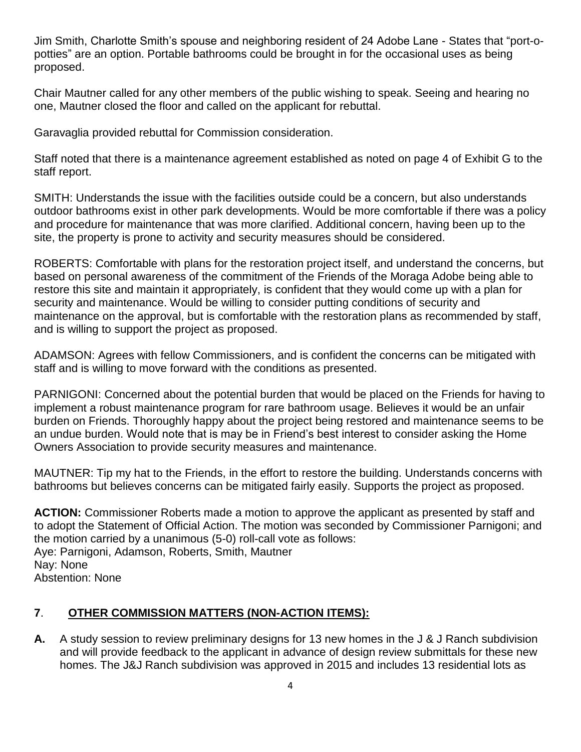Jim Smith, Charlotte Smith's spouse and neighboring resident of 24 Adobe Lane - States that "port-o-potties" are an option. Portable bathrooms could be brought in for the occasional uses as being proposed.

Chair Mautner called for any other members of the public wishing to speak. Seeing and hearing no one, Mautner closed the floor and called on the applicant for rebuttal.

Garavaglia provided rebuttal for Commission consideration.

Staff noted that there is a maintenance agreement established as noted on page 4 of Exhibit G to the staff report.

SMITH: Understands the issue with the facilities outside could be a concern, but also understands outdoor bathrooms exist in other park developments. Would be more comfortable if there was a policy and procedure for maintenance that was more clarified. Additional concern, having been up to the site, the property is prone to activity and security measures should be considered.

ROBERTS: Comfortable with plans for the restoration project itself, and understand the concerns, but based on personal awareness of the commitment of the Friends of the Moraga Adobe being able to restore this site and maintain it appropriately, is confident that they would come up with a plan for security and maintenance. Would be willing to consider putting conditions of security and maintenance on the approval, but is comfortable with the restoration plans as recommended by staff, and is willing to support the project as proposed.

ADAMSON: Agrees with fellow Commissioners, and is confident the concerns can be mitigated with staff and is willing to move forward with the conditions as presented.

PARNIGONI: Concerned about the potential burden that would be placed on the Friends for having to implement a robust maintenance program for rare bathroom usage. Believes it would be an unfair burden on Friends. Thoroughly happy about the project being restored and maintenance seems to be an undue burden. Would note that is may be in Friend's best interest to consider asking the Home Owners Association to provide security measures and maintenance.

MAUTNER: Tip my hat to the Friends, in the effort to restore the building. Understands concerns with bathrooms but believes concerns can be mitigated fairly easily. Supports the project as proposed.

**ACTION:** Commissioner Roberts made a motion to approve the applicant as presented by staff and to adopt the Statement of Official Action. The motion was seconded by Commissioner Parnigoni; and the motion carried by a unanimous (5-0) roll-call vote as follows:
Aye: Parnigoni, Adamson, Roberts, Smith, Mautner
Nay: None
Abstention: None

## 7. OTHER COMMISSION MATTERS (NON-ACTION ITEMS):

**A.** A study session to review preliminary designs for 13 new homes in the J & J Ranch subdivision and will provide feedback to the applicant in advance of design review submittals for these new homes. The J&J Ranch subdivision was approved in 2015 and includes 13 residential lots as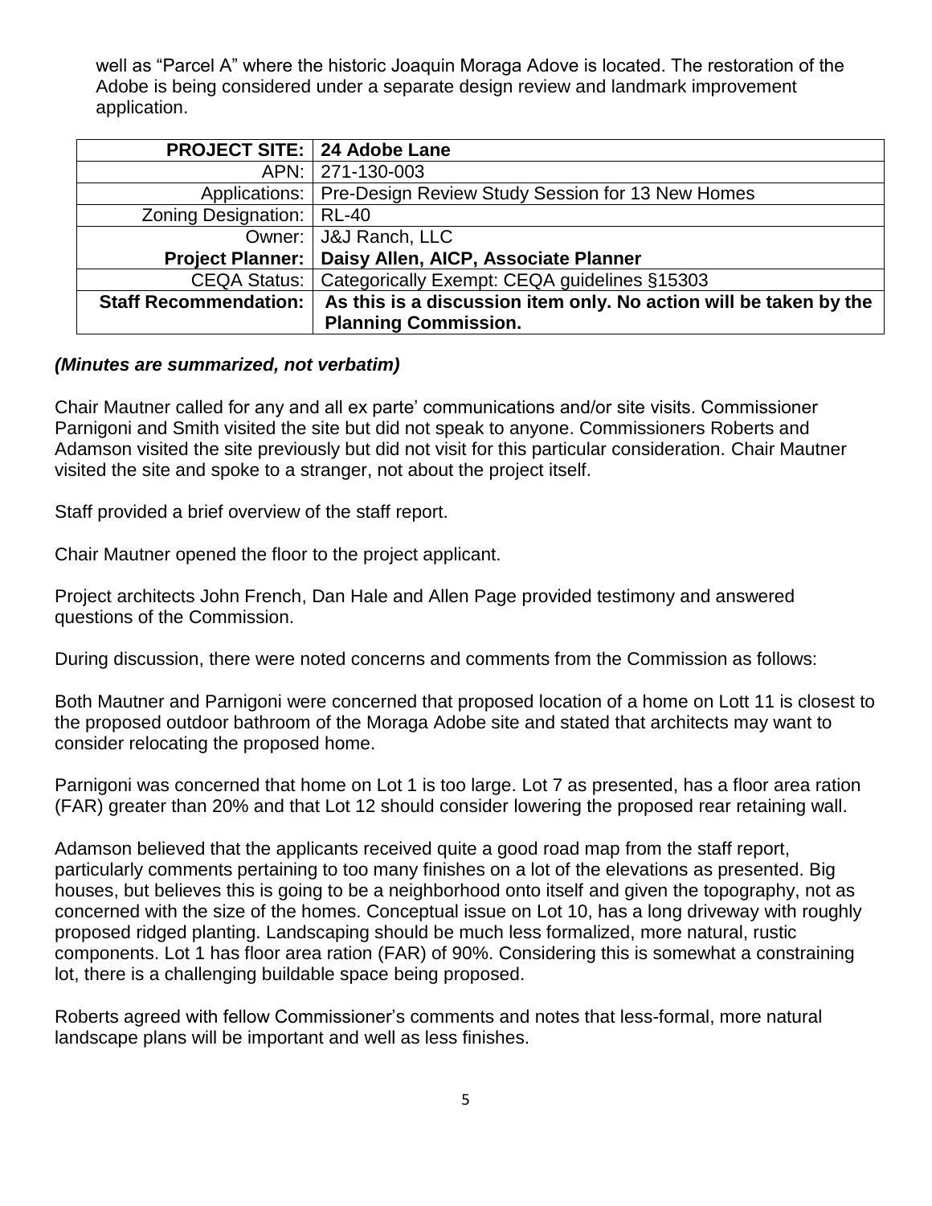well as "Parcel A" where the historic Joaquin Moraga Adove is located. The restoration of the Adobe is being considered under a separate design review and landmark improvement application.

| **PROJECT SITE:** | **24 Adobe Lane** |
|---:|---|
| APN: | 271-130-003 |
| Applications: | Pre-Design Review Study Session for 13 New Homes |
| Zoning Designation: | RL-40 |
| Owner: | J&J Ranch, LLC |
| **Project Planner:** | **Daisy Allen, AICP, Associate Planner** |
| CEQA Status: | Categorically Exempt: CEQA guidelines §15303 |
| **Staff Recommendation:** | **As this is a discussion item only. No action will be taken by the Planning Commission.** |

***(Minutes are summarized, not verbatim)***

Chair Mautner called for any and all ex parte' communications and/or site visits. Commissioner Parnigoni and Smith visited the site but did not speak to anyone. Commissioners Roberts and Adamson visited the site previously but did not visit for this particular consideration. Chair Mautner visited the site and spoke to a stranger, not about the project itself.

Staff provided a brief overview of the staff report.

Chair Mautner opened the floor to the project applicant.

Project architects John French, Dan Hale and Allen Page provided testimony and answered questions of the Commission.

During discussion, there were noted concerns and comments from the Commission as follows:

Both Mautner and Parnigoni were concerned that proposed location of a home on Lott 11 is closest to the proposed outdoor bathroom of the Moraga Adobe site and stated that architects may want to consider relocating the proposed home.

Parnigoni was concerned that home on Lot 1 is too large. Lot 7 as presented, has a floor area ration (FAR) greater than 20% and that Lot 12 should consider lowering the proposed rear retaining wall.

Adamson believed that the applicants received quite a good road map from the staff report, particularly comments pertaining to too many finishes on a lot of the elevations as presented. Big houses, but believes this is going to be a neighborhood onto itself and given the topography, not as concerned with the size of the homes. Conceptual issue on Lot 10, has a long driveway with roughly proposed ridged planting. Landscaping should be much less formalized, more natural, rustic components. Lot 1 has floor area ration (FAR) of 90%. Considering this is somewhat a constraining lot, there is a challenging buildable space being proposed.

Roberts agreed with fellow Commissioner's comments and notes that less-formal, more natural landscape plans will be important and well as less finishes.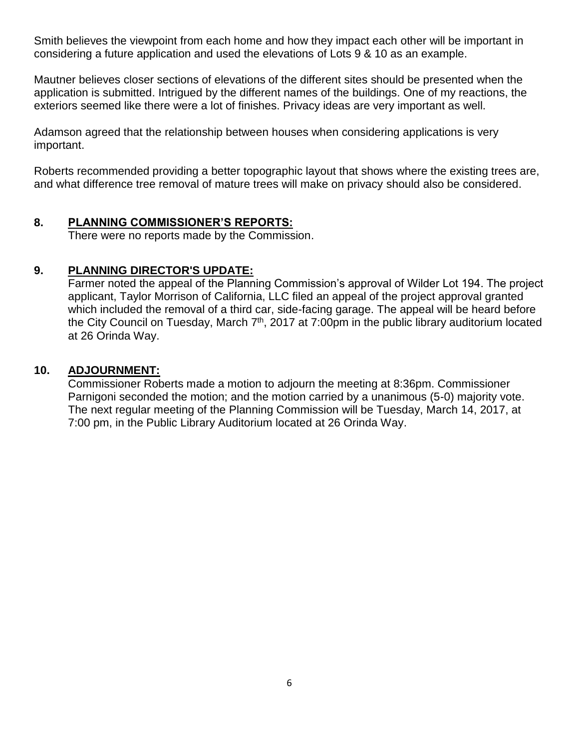Smith believes the viewpoint from each home and how they impact each other will be important in considering a future application and used the elevations of Lots 9 & 10 as an example.

Mautner believes closer sections of elevations of the different sites should be presented when the application is submitted. Intrigued by the different names of the buildings. One of my reactions, the exteriors seemed like there were a lot of finishes. Privacy ideas are very important as well.

Adamson agreed that the relationship between houses when considering applications is very important.

Roberts recommended providing a better topographic layout that shows where the existing trees are, and what difference tree removal of mature trees will make on privacy should also be considered.

## 8. PLANNING COMMISSIONER'S REPORTS:

There were no reports made by the Commission.

## 9. PLANNING DIRECTOR'S UPDATE:

Farmer noted the appeal of the Planning Commission's approval of Wilder Lot 194. The project applicant, Taylor Morrison of California, LLC filed an appeal of the project approval granted which included the removal of a third car, side-facing garage. The appeal will be heard before the City Council on Tuesday, March 7th, 2017 at 7:00pm in the public library auditorium located at 26 Orinda Way.

## 10. ADJOURNMENT:

Commissioner Roberts made a motion to adjourn the meeting at 8:36pm. Commissioner Parnigoni seconded the motion; and the motion carried by a unanimous (5-0) majority vote. The next regular meeting of the Planning Commission will be Tuesday, March 14, 2017, at 7:00 pm, in the Public Library Auditorium located at 26 Orinda Way.